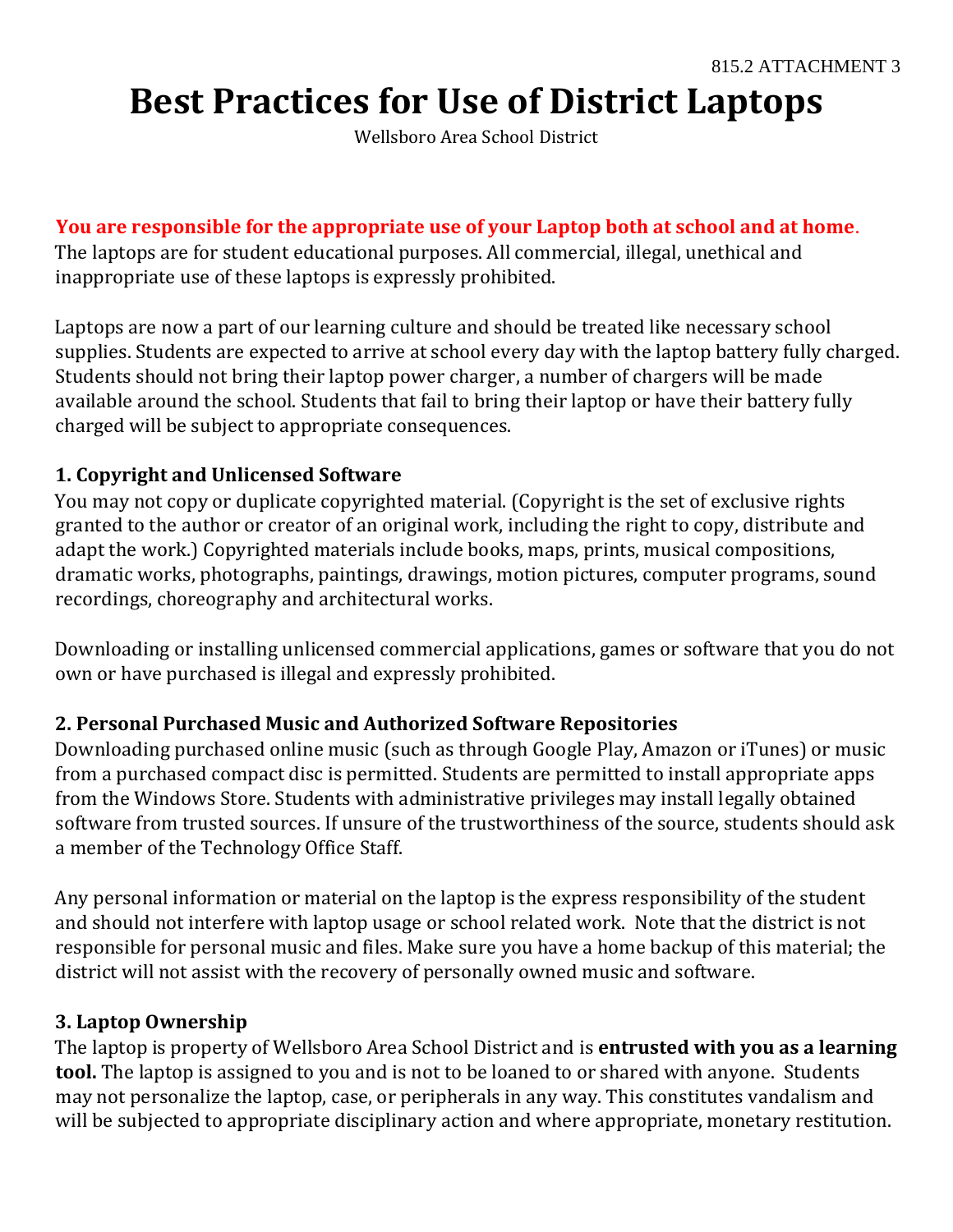815.2 ATTACHMENT 3

# Best Practices for Use of District Laptops

Wellsboro Area School District

**You are responsible for the appropriate use of your Laptop both at school and at home.**
The laptops are for student educational purposes. All commercial, illegal, unethical and inappropriate use of these laptops is expressly prohibited.

Laptops are now a part of our learning culture and should be treated like necessary school supplies. Students are expected to arrive at school every day with the laptop battery fully charged. Students should not bring their laptop power charger, a number of chargers will be made available around the school. Students that fail to bring their laptop or have their battery fully charged will be subject to appropriate consequences.

### 1. Copyright and Unlicensed Software

You may not copy or duplicate copyrighted material. (Copyright is the set of exclusive rights granted to the author or creator of an original work, including the right to copy, distribute and adapt the work.) Copyrighted materials include books, maps, prints, musical compositions, dramatic works, photographs, paintings, drawings, motion pictures, computer programs, sound recordings, choreography and architectural works.

Downloading or installing unlicensed commercial applications, games or software that you do not own or have purchased is illegal and expressly prohibited.

### 2. Personal Purchased Music and Authorized Software Repositories

Downloading purchased online music (such as through Google Play, Amazon or iTunes) or music from a purchased compact disc is permitted. Students are permitted to install appropriate apps from the Windows Store. Students with administrative privileges may install legally obtained software from trusted sources. If unsure of the trustworthiness of the source, students should ask a member of the Technology Office Staff.

Any personal information or material on the laptop is the express responsibility of the student and should not interfere with laptop usage or school related work. Note that the district is not responsible for personal music and files. Make sure you have a home backup of this material; the district will not assist with the recovery of personally owned music and software.

### 3. Laptop Ownership

The laptop is property of Wellsboro Area School District and is **entrusted with you as a learning tool.** The laptop is assigned to you and is not to be loaned to or shared with anyone. Students may not personalize the laptop, case, or peripherals in any way. This constitutes vandalism and will be subjected to appropriate disciplinary action and where appropriate, monetary restitution.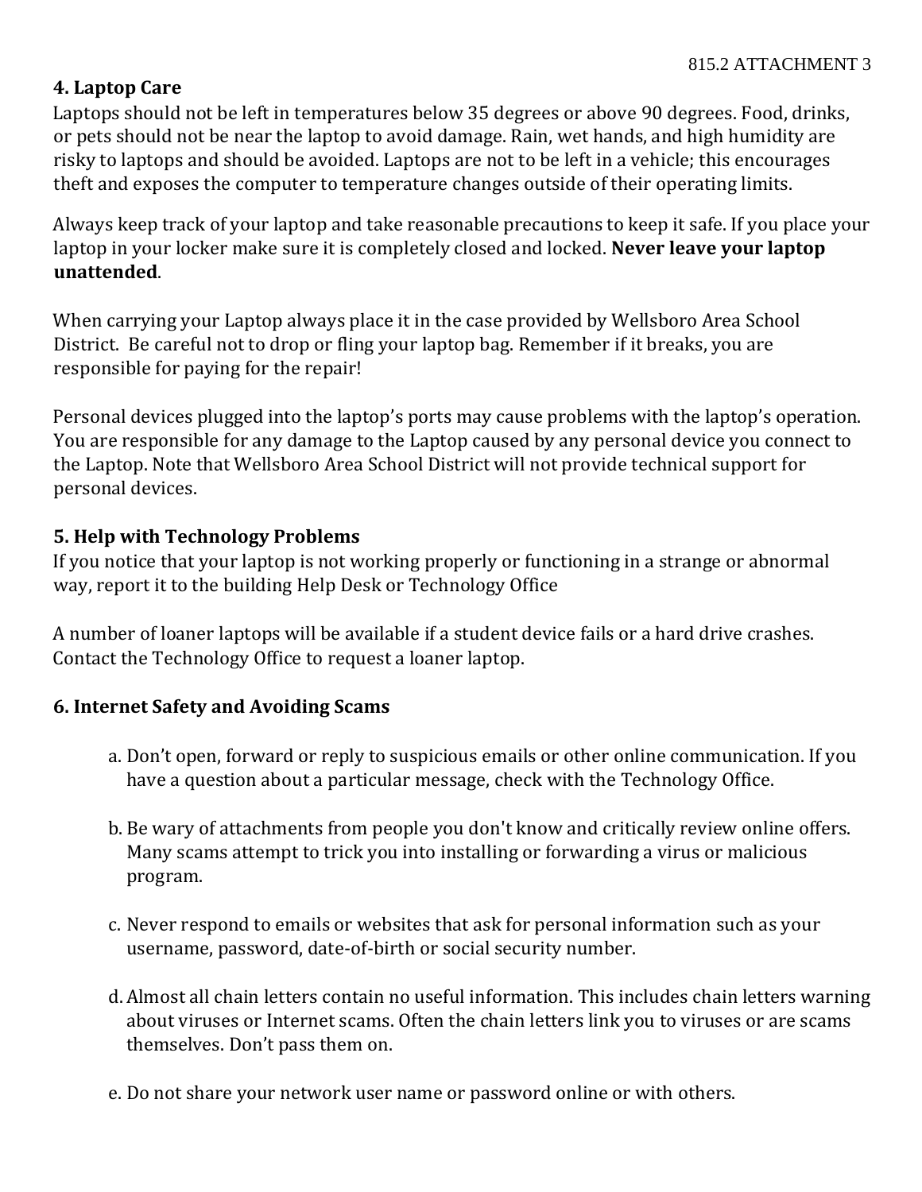## 4. Laptop Care

Laptops should not be left in temperatures below 35 degrees or above 90 degrees. Food, drinks, or pets should not be near the laptop to avoid damage. Rain, wet hands, and high humidity are risky to laptops and should be avoided. Laptops are not to be left in a vehicle; this encourages theft and exposes the computer to temperature changes outside of their operating limits.

Always keep track of your laptop and take reasonable precautions to keep it safe. If you place your laptop in your locker make sure it is completely closed and locked. **Never leave your laptop unattended**.

When carrying your Laptop always place it in the case provided by Wellsboro Area School District. Be careful not to drop or fling your laptop bag. Remember if it breaks, you are responsible for paying for the repair!

Personal devices plugged into the laptop's ports may cause problems with the laptop's operation. You are responsible for any damage to the Laptop caused by any personal device you connect to the Laptop. Note that Wellsboro Area School District will not provide technical support for personal devices.

## 5. Help with Technology Problems

If you notice that your laptop is not working properly or functioning in a strange or abnormal way, report it to the building Help Desk or Technology Office

A number of loaner laptops will be available if a student device fails or a hard drive crashes. Contact the Technology Office to request a loaner laptop.

## 6. Internet Safety and Avoiding Scams

a. Don't open, forward or reply to suspicious emails or other online communication. If you have a question about a particular message, check with the Technology Office.

b. Be wary of attachments from people you don't know and critically review online offers. Many scams attempt to trick you into installing or forwarding a virus or malicious program.

c. Never respond to emails or websites that ask for personal information such as your username, password, date-of-birth or social security number.

d. Almost all chain letters contain no useful information. This includes chain letters warning about viruses or Internet scams. Often the chain letters link you to viruses or are scams themselves. Don't pass them on.

e. Do not share your network user name or password online or with others.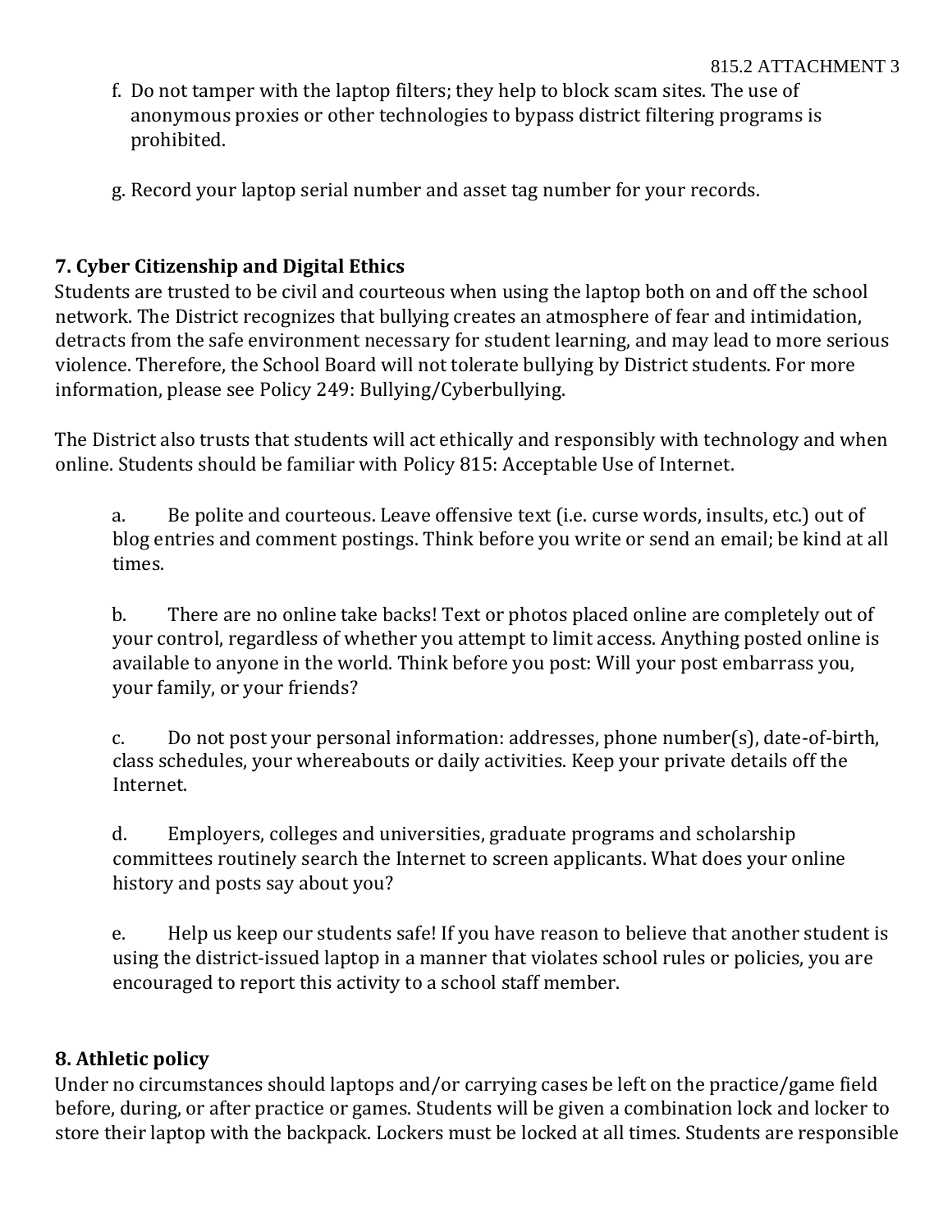f. Do not tamper with the laptop filters; they help to block scam sites. The use of anonymous proxies or other technologies to bypass district filtering programs is prohibited.

g. Record your laptop serial number and asset tag number for your records.

## 7. Cyber Citizenship and Digital Ethics

Students are trusted to be civil and courteous when using the laptop both on and off the school network. The District recognizes that bullying creates an atmosphere of fear and intimidation, detracts from the safe environment necessary for student learning, and may lead to more serious violence. Therefore, the School Board will not tolerate bullying by District students. For more information, please see Policy 249: Bullying/Cyberbullying.

The District also trusts that students will act ethically and responsibly with technology and when online. Students should be familiar with Policy 815: Acceptable Use of Internet.

a. Be polite and courteous. Leave offensive text (i.e. curse words, insults, etc.) out of blog entries and comment postings. Think before you write or send an email; be kind at all times.

b. There are no online take backs! Text or photos placed online are completely out of your control, regardless of whether you attempt to limit access. Anything posted online is available to anyone in the world. Think before you post: Will your post embarrass you, your family, or your friends?

c. Do not post your personal information: addresses, phone number(s), date-of-birth, class schedules, your whereabouts or daily activities. Keep your private details off the Internet.

d. Employers, colleges and universities, graduate programs and scholarship committees routinely search the Internet to screen applicants. What does your online history and posts say about you?

e. Help us keep our students safe! If you have reason to believe that another student is using the district-issued laptop in a manner that violates school rules or policies, you are encouraged to report this activity to a school staff member.

## 8. Athletic policy

Under no circumstances should laptops and/or carrying cases be left on the practice/game field before, during, or after practice or games. Students will be given a combination lock and locker to store their laptop with the backpack. Lockers must be locked at all times. Students are responsible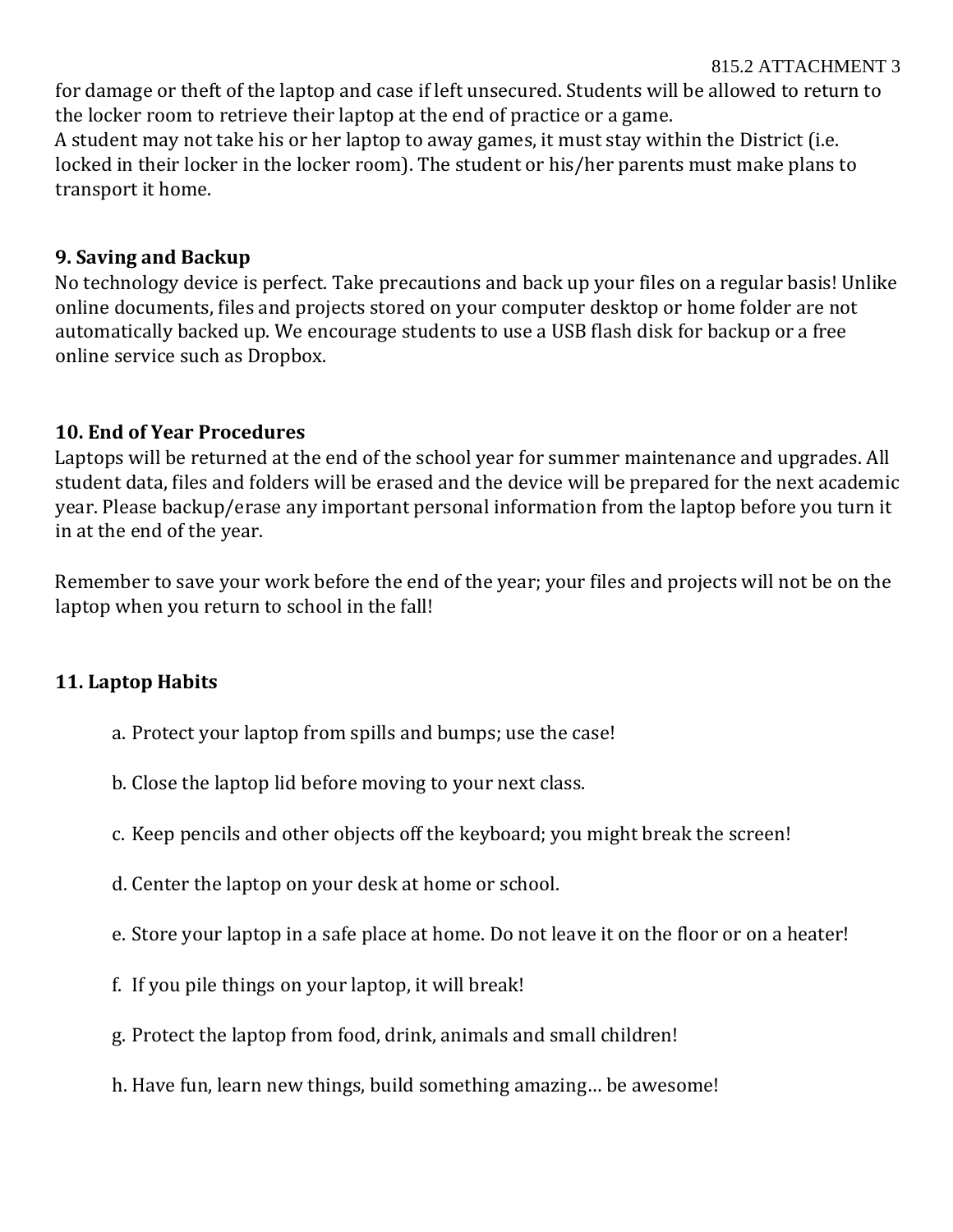for damage or theft of the laptop and case if left unsecured. Students will be allowed to return to the locker room to retrieve their laptop at the end of practice or a game.

A student may not take his or her laptop to away games, it must stay within the District (i.e. locked in their locker in the locker room). The student or his/her parents must make plans to transport it home.

### 9. Saving and Backup

No technology device is perfect. Take precautions and back up your files on a regular basis! Unlike online documents, files and projects stored on your computer desktop or home folder are not automatically backed up. We encourage students to use a USB flash disk for backup or a free online service such as Dropbox.

### 10. End of Year Procedures

Laptops will be returned at the end of the school year for summer maintenance and upgrades. All student data, files and folders will be erased and the device will be prepared for the next academic year. Please backup/erase any important personal information from the laptop before you turn it in at the end of the year.

Remember to save your work before the end of the year; your files and projects will not be on the laptop when you return to school in the fall!

### 11. Laptop Habits

a. Protect your laptop from spills and bumps; use the case!

b. Close the laptop lid before moving to your next class.

c. Keep pencils and other objects off the keyboard; you might break the screen!

d. Center the laptop on your desk at home or school.

e. Store your laptop in a safe place at home. Do not leave it on the floor or on a heater!

f. If you pile things on your laptop, it will break!

g. Protect the laptop from food, drink, animals and small children!

h. Have fun, learn new things, build something amazing… be awesome!